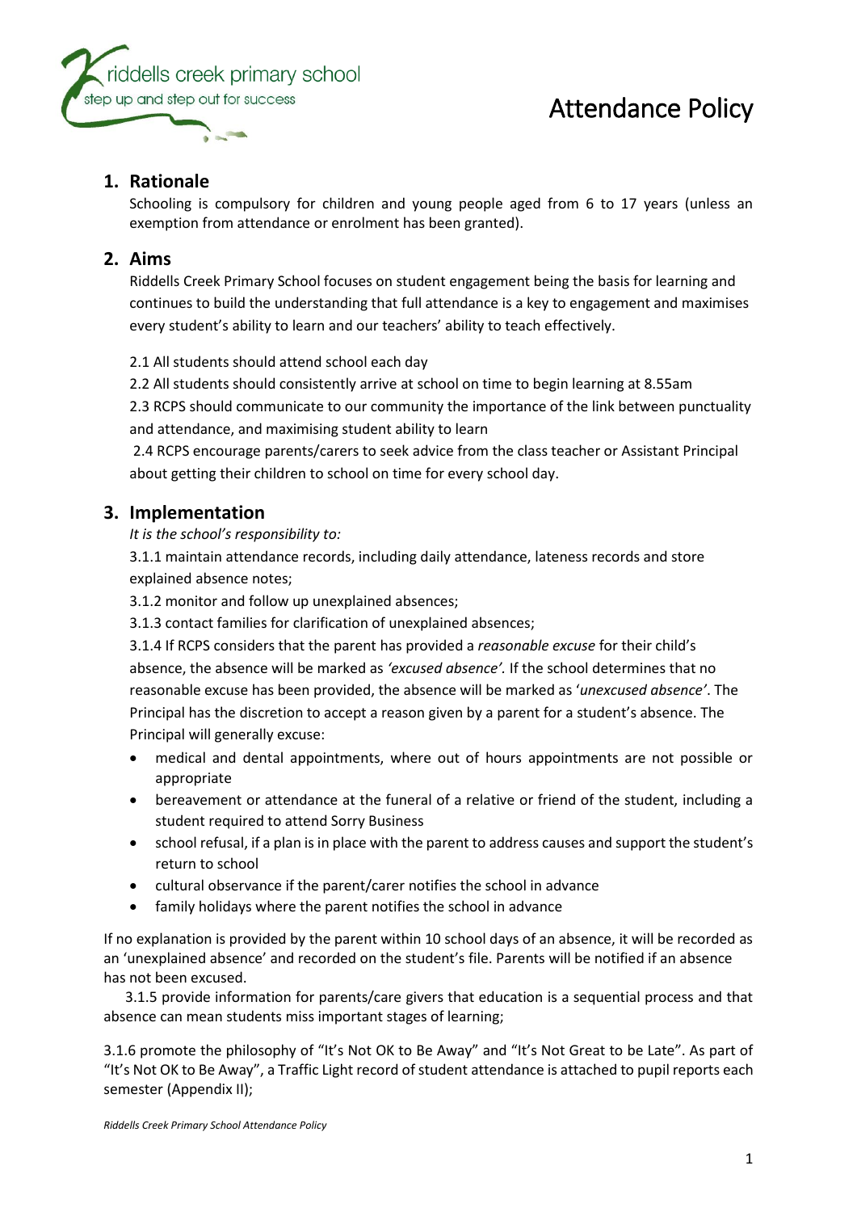riddells creek primary school
step up and step out for success

# Attendance Policy

## 1. Rationale

Schooling is compulsory for children and young people aged from 6 to 17 years (unless an exemption from attendance or enrolment has been granted).

## 2. Aims

Riddells Creek Primary School focuses on student engagement being the basis for learning and continues to build the understanding that full attendance is a key to engagement and maximises every student's ability to learn and our teachers' ability to teach effectively.

2.1 All students should attend school each day

2.2 All students should consistently arrive at school on time to begin learning at 8.55am

2.3 RCPS should communicate to our community the importance of the link between punctuality and attendance, and maximising student ability to learn

2.4 RCPS encourage parents/carers to seek advice from the class teacher or Assistant Principal about getting their children to school on time for every school day.

## 3. Implementation

*It is the school's responsibility to:*

3.1.1 maintain attendance records, including daily attendance, lateness records and store explained absence notes;

3.1.2 monitor and follow up unexplained absences;

3.1.3 contact families for clarification of unexplained absences;

3.1.4 If RCPS considers that the parent has provided a *reasonable excuse* for their child's absence, the absence will be marked as *'excused absence'.* If the school determines that no reasonable excuse has been provided, the absence will be marked as '*unexcused absence'*. The Principal has the discretion to accept a reason given by a parent for a student's absence. The Principal will generally excuse:

- medical and dental appointments, where out of hours appointments are not possible or appropriate
- bereavement or attendance at the funeral of a relative or friend of the student, including a student required to attend Sorry Business
- school refusal, if a plan is in place with the parent to address causes and support the student's return to school
- cultural observance if the parent/carer notifies the school in advance
- family holidays where the parent notifies the school in advance

If no explanation is provided by the parent within 10 school days of an absence, it will be recorded as an 'unexplained absence' and recorded on the student's file. Parents will be notified if an absence has not been excused.

3.1.5 provide information for parents/care givers that education is a sequential process and that absence can mean students miss important stages of learning;

3.1.6 promote the philosophy of "It's Not OK to Be Away" and "It's Not Great to be Late". As part of "It's Not OK to Be Away", a Traffic Light record of student attendance is attached to pupil reports each semester (Appendix II);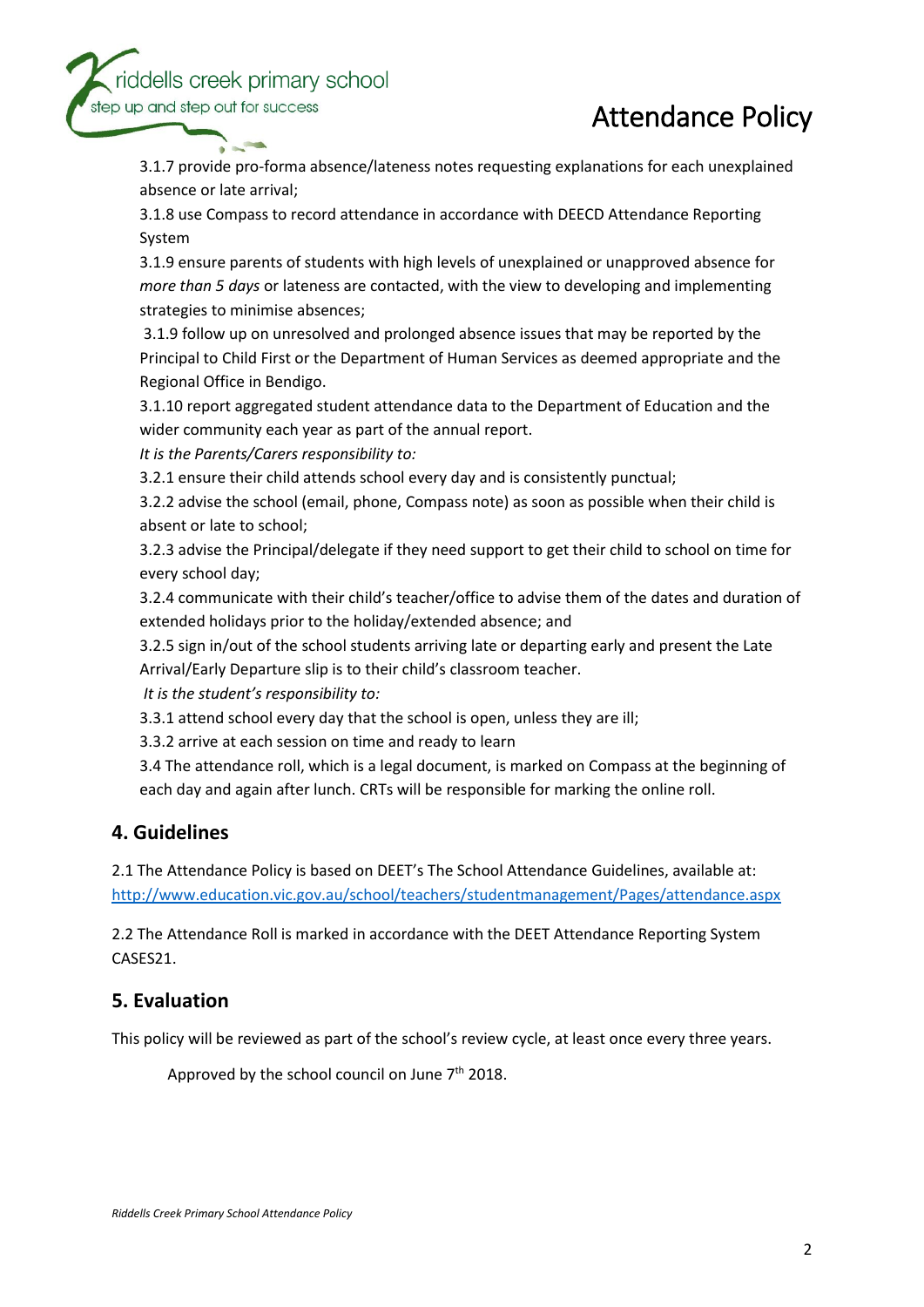3.1.7 provide pro-forma absence/lateness notes requesting explanations for each unexplained absence or late arrival;

3.1.8 use Compass to record attendance in accordance with DEECD Attendance Reporting System

3.1.9 ensure parents of students with high levels of unexplained or unapproved absence for *more than 5 days* or lateness are contacted, with the view to developing and implementing strategies to minimise absences;

3.1.9 follow up on unresolved and prolonged absence issues that may be reported by the Principal to Child First or the Department of Human Services as deemed appropriate and the Regional Office in Bendigo.

3.1.10 report aggregated student attendance data to the Department of Education and the wider community each year as part of the annual report.

*It is the Parents/Carers responsibility to:*

3.2.1 ensure their child attends school every day and is consistently punctual;

3.2.2 advise the school (email, phone, Compass note) as soon as possible when their child is absent or late to school;

3.2.3 advise the Principal/delegate if they need support to get their child to school on time for every school day;

3.2.4 communicate with their child's teacher/office to advise them of the dates and duration of extended holidays prior to the holiday/extended absence; and

3.2.5 sign in/out of the school students arriving late or departing early and present the Late Arrival/Early Departure slip is to their child's classroom teacher.

*It is the student's responsibility to:*

3.3.1 attend school every day that the school is open, unless they are ill;

3.3.2 arrive at each session on time and ready to learn

3.4 The attendance roll, which is a legal document, is marked on Compass at the beginning of each day and again after lunch. CRTs will be responsible for marking the online roll.

## 4. Guidelines

2.1 The Attendance Policy is based on DEET's The School Attendance Guidelines, available at: http://www.education.vic.gov.au/school/teachers/studentmanagement/Pages/attendance.aspx

2.2 The Attendance Roll is marked in accordance with the DEET Attendance Reporting System CASES21.

## 5. Evaluation

This policy will be reviewed as part of the school's review cycle, at least once every three years.

Approved by the school council on June 7th 2018.